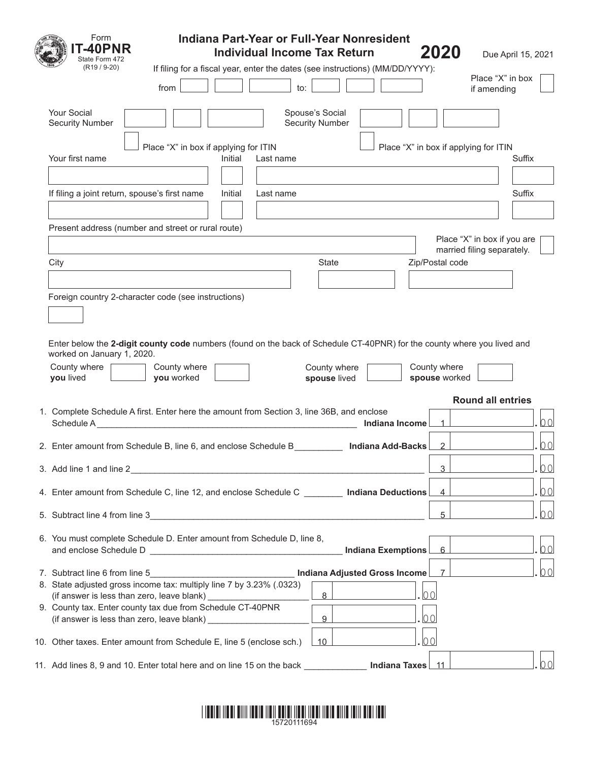Form **IT-40PNR**
State Form 472
(R19 / 9-20)

# Indiana Part-Year or Full-Year Nonresident Individual Income Tax Return

**2020**

Due April 15, 2021

If filing for a fiscal year, enter the dates (see instructions) (MM/DD/YYYY):

from ______ ______ ______ to: ______ ______ ______

Place "X" in box if amending ☐

Your Social Security Number ______ ______ ______

☐ Place "X" in box if applying for ITIN

Spouse's Social Security Number ______ ______ ______

☐ Place "X" in box if applying for ITIN

Your first name ______ Initial ______ Last name ______ Suffix ______

If filing a joint return, spouse's first name ______ Initial ______ Last name ______ Suffix ______

Present address (number and street or rural route) ______

Place "X" in box if you are married filing separately. ☐

City ______ State ______ Zip/Postal code ______

Foreign country 2-character code (see instructions) ______

Enter below the **2-digit county code** numbers (found on the back of Schedule CT-40PNR) for the county where you lived and worked on January 1, 2020.

County where **you** lived ______ County where **you** worked ______ County where **spouse** lived ______ County where **spouse** worked ______

**Round all entries**

1. Complete Schedule A first. Enter here the amount from Section 3, line 36B, and enclose Schedule A ______ **Indiana Income** 1 ______ .00
2. Enter amount from Schedule B, line 6, and enclose Schedule B ______ **Indiana Add-Backs** 2 ______ .00
3. Add line 1 and line 2 ______ 3 ______ .00
4. Enter amount from Schedule C, line 12, and enclose Schedule C ______ **Indiana Deductions** 4 ______ .00
5. Subtract line 4 from line 3 ______ 5 ______ .00
6. You must complete Schedule D. Enter amount from Schedule D, line 8, and enclose Schedule D ______ **Indiana Exemptions** 6 ______ .00
7. Subtract line 6 from line 5 ______ **Indiana Adjusted Gross Income** 7 ______ .00
8. State adjusted gross income tax: multiply line 7 by 3.23% (.0323) (if answer is less than zero, leave blank) ______ 8 ______ .00
9. County tax. Enter county tax due from Schedule CT-40PNR (if answer is less than zero, leave blank) ______ 9 ______ .00
10. Other taxes. Enter amount from Schedule E, line 5 (enclose sch.) 10 ______ .00
11. Add lines 8, 9 and 10. Enter total here and on line 15 on the back ______ **Indiana Taxes** 11 ______ .00

15720111694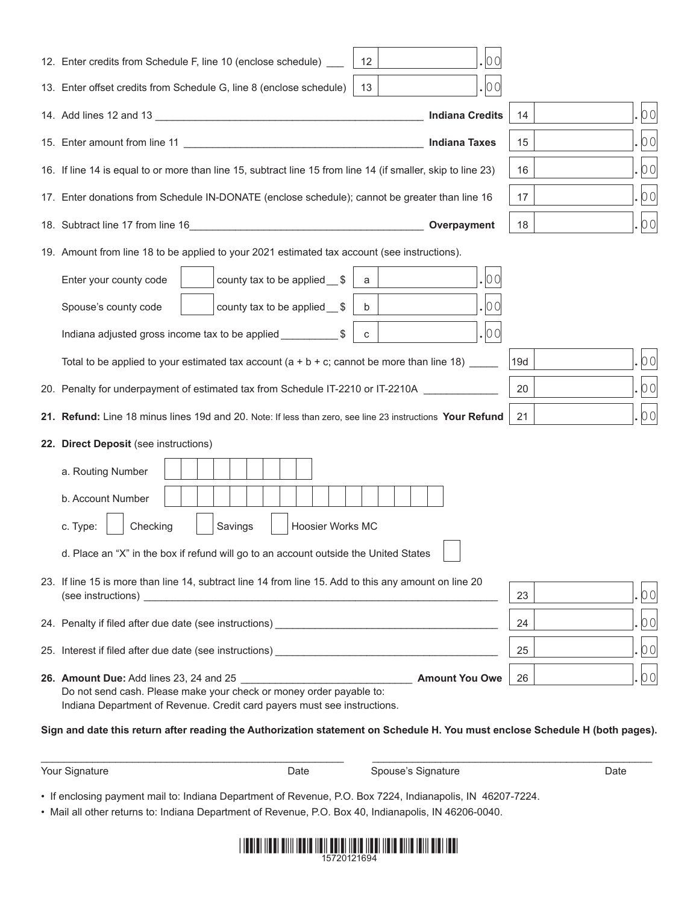12. Enter credits from Schedule F, line 10 (enclose schedule) ___ | 12 | .00

13. Enter offset credits from Schedule G, line 8 (enclose schedule) | 13 | .00

14. Add lines 12 and 13 ________________________________ **Indiana Credits** | 14 | .00

15. Enter amount from line 11 ________________________________ **Indiana Taxes** | 15 | .00

16. If line 14 is equal to or more than line 15, subtract line 15 from line 14 (if smaller, skip to line 23) | 16 | .00

17. Enter donations from Schedule IN-DONATE (enclose schedule); cannot be greater than line 16 | 17 | .00

18. Subtract line 17 from line 16________________________________ **Overpayment** | 18 | .00

19. Amount from line 18 to be applied to your 2021 estimated tax account (see instructions).

Enter your county code [ ] county tax to be applied __ $ | a | .00

Spouse's county code [ ] county tax to be applied __ $ | b | .00

Indiana adjusted gross income tax to be applied __________ $ | c | .00

Total to be applied to your estimated tax account (a + b + c; cannot be more than line 18) _____ | 19d | .00

20. Penalty for underpayment of estimated tax from Schedule IT-2210 or IT-2210A ____________ | 20 | .00

**21. Refund:** Line 18 minus lines 19d and 20. Note: If less than zero, see line 23 instructions **Your Refund** | 21 | .00

**22. Direct Deposit** (see instructions)

a. Routing Number [ ]

b. Account Number [ ]

c. Type: [ ] Checking [ ] Savings [ ] Hoosier Works MC

d. Place an "X" in the box if refund will go to an account outside the United States [ ]

23. If line 15 is more than line 14, subtract line 14 from line 15. Add to this any amount on line 20 (see instructions) ________________________________ | 23 | .00

24. Penalty if filed after due date (see instructions) ________________________________ | 24 | .00

25. Interest if filed after due date (see instructions) ________________________________ | 25 | .00

**26. Amount Due:** Add lines 23, 24 and 25 ______________________ **Amount You Owe** | 26 | .00

Do not send cash. Please make your check or money order payable to:
Indiana Department of Revenue. Credit card payers must see instructions.

**Sign and date this return after reading the Authorization statement on Schedule H. You must enclose Schedule H (both pages).**

_______________________________________ &nbsp;&nbsp;&nbsp; _______________________________________

Your Signature &nbsp;&nbsp;&nbsp; Date &nbsp;&nbsp;&nbsp; Spouse's Signature &nbsp;&nbsp;&nbsp; Date

- If enclosing payment mail to: Indiana Department of Revenue, P.O. Box 7224, Indianapolis, IN 46207-7224.
- Mail all other returns to: Indiana Department of Revenue, P.O. Box 40, Indianapolis, IN 46206-0040.

15720121694